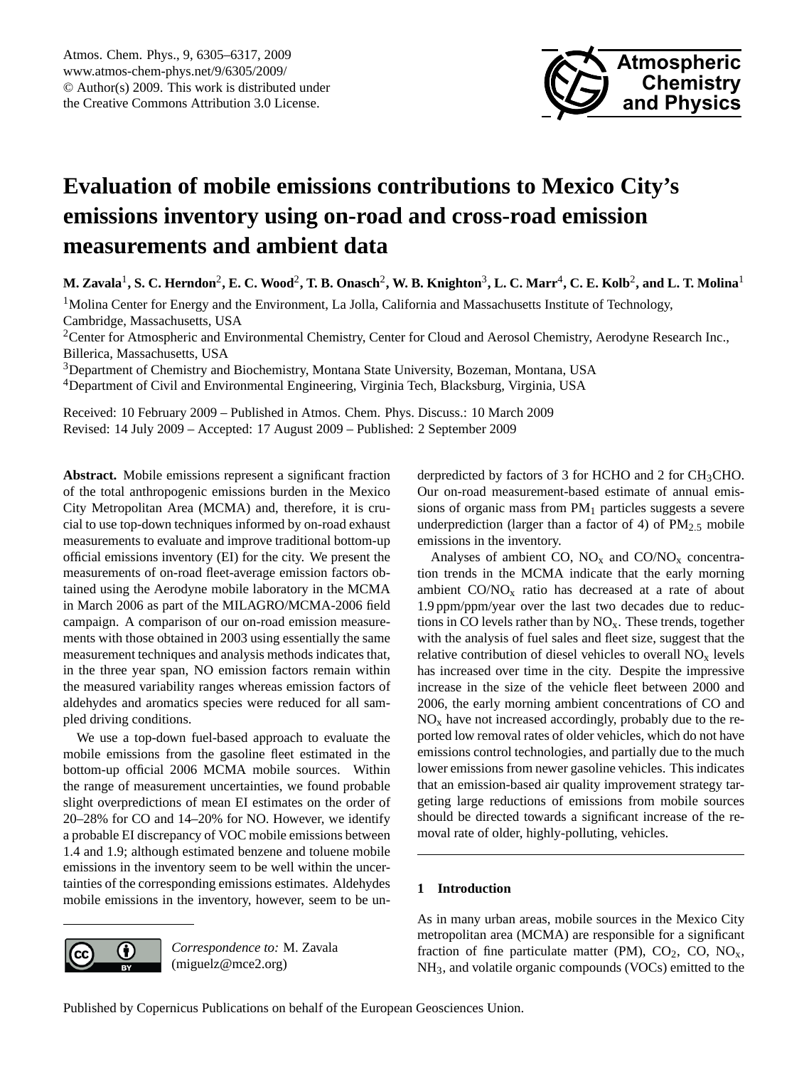# Evaluation of mobile emissions contributions to Mexico City's emissions inventory using on-road and cross-road emission measurements and ambient data

**M. Zavala[1], S. C. Herndon[2], E. C. Wood[2], T. B. Onasch[2], W. B. Knighton[3], L. C. Marr[4], C. E. Kolb[2], and L. T. Molina[1]**

[1]Molina Center for Energy and the Environment, La Jolla, California and Massachusetts Institute of Technology, Cambridge, Massachusetts, USA

[2]Center for Atmospheric and Environmental Chemistry, Center for Cloud and Aerosol Chemistry, Aerodyne Research Inc., Billerica, Massachusetts, USA

[3]Department of Chemistry and Biochemistry, Montana State University, Bozeman, Montana, USA

[4]Department of Civil and Environmental Engineering, Virginia Tech, Blacksburg, Virginia, USA

Received: 10 February 2009 – Published in Atmos. Chem. Phys. Discuss.: 10 March 2009
Revised: 14 July 2009 – Accepted: 17 August 2009 – Published: 2 September 2009

**Abstract.** Mobile emissions represent a significant fraction of the total anthropogenic emissions burden in the Mexico City Metropolitan Area (MCMA) and, therefore, it is crucial to use top-down techniques informed by on-road exhaust measurements to evaluate and improve traditional bottom-up official emissions inventory (EI) for the city. We present the measurements of on-road fleet-average emission factors obtained using the Aerodyne mobile laboratory in the MCMA in March 2006 as part of the MILAGRO/MCMA-2006 field campaign. A comparison of our on-road emission measurements with those obtained in 2003 using essentially the same measurement techniques and analysis methods indicates that, in the three year span, NO emission factors remain within the measured variability ranges whereas emission factors of aldehydes and aromatics species were reduced for all sampled driving conditions.

We use a top-down fuel-based approach to evaluate the mobile emissions from the gasoline fleet estimated in the bottom-up official 2006 MCMA mobile sources. Within the range of measurement uncertainties, we found probable slight overpredictions of mean EI estimates on the order of 20–28% for CO and 14–20% for NO. However, we identify a probable EI discrepancy of VOC mobile emissions between 1.4 and 1.9; although estimated benzene and toluene mobile emissions in the inventory seem to be well within the uncertainties of the corresponding emissions estimates. Aldehydes mobile emissions in the inventory, however, seem to be underpredicted by factors of 3 for HCHO and 2 for $CH_3CHO$. Our on-road measurement-based estimate of annual emissions of organic mass from $PM_1$ particles suggests a severe underprediction (larger than a factor of 4) of $PM_{2.5}$ mobile emissions in the inventory.

Analyses of ambient CO, $NO_x$ and $CO/NO_x$ concentration trends in the MCMA indicate that the early morning ambient $CO/NO_x$ ratio has decreased at a rate of about 1.9 ppm/ppm/year over the last two decades due to reductions in CO levels rather than by $NO_x$. These trends, together with the analysis of fuel sales and fleet size, suggest that the relative contribution of diesel vehicles to overall $NO_x$ levels has increased over time in the city. Despite the impressive increase in the size of the vehicle fleet between 2000 and 2006, the early morning ambient concentrations of CO and $NO_x$ have not increased accordingly, probably due to the reported low removal rates of older vehicles, which do not have emissions control technologies, and partially due to the much lower emissions from newer gasoline vehicles. This indicates that an emission-based air quality improvement strategy targeting large reductions of emissions from mobile sources should be directed towards a significant increase of the removal rate of older, highly-polluting, vehicles.

## 1 Introduction

As in many urban areas, mobile sources in the Mexico City metropolitan area (MCMA) are responsible for a significant fraction of fine particulate matter (PM), $CO_2$, CO, $NO_x$, $NH_3$, and volatile organic compounds (VOCs) emitted to the

*Correspondence to:* M. Zavala (miguelz@mce2.org)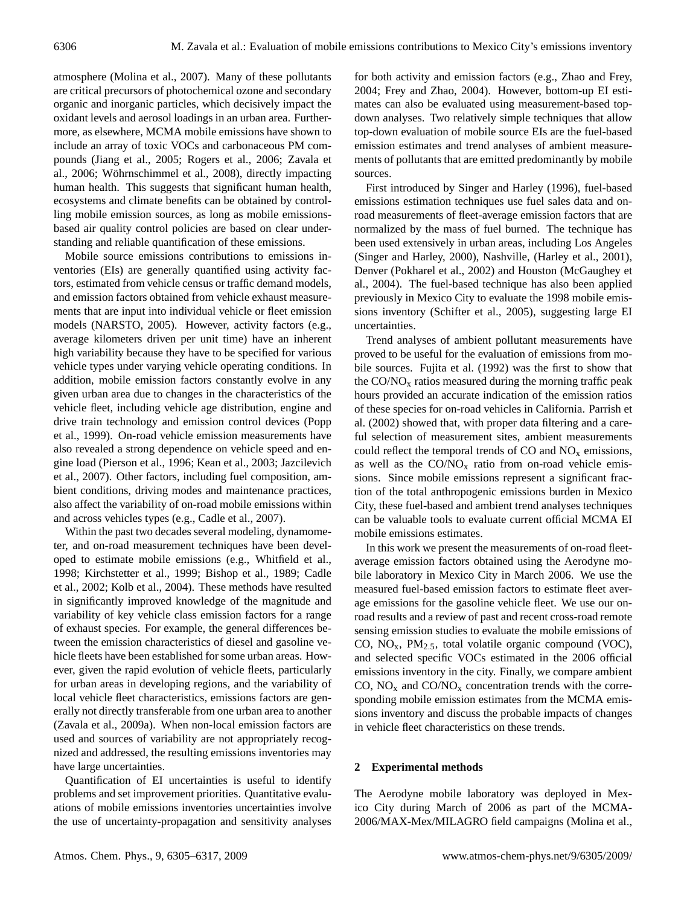atmosphere (Molina et al., 2007). Many of these pollutants are critical precursors of photochemical ozone and secondary organic and inorganic particles, which decisively impact the oxidant levels and aerosol loadings in an urban area. Furthermore, as elsewhere, MCMA mobile emissions have shown to include an array of toxic VOCs and carbonaceous PM compounds (Jiang et al., 2005; Rogers et al., 2006; Zavala et al., 2006; Wöhrnschimmel et al., 2008), directly impacting human health. This suggests that significant human health, ecosystems and climate benefits can be obtained by controlling mobile emission sources, as long as mobile emissions-based air quality control policies are based on clear understanding and reliable quantification of these emissions.

Mobile source emissions contributions to emissions inventories (EIs) are generally quantified using activity factors, estimated from vehicle census or traffic demand models, and emission factors obtained from vehicle exhaust measurements that are input into individual vehicle or fleet emission models (NARSTO, 2005). However, activity factors (e.g., average kilometers driven per unit time) have an inherent high variability because they have to be specified for various vehicle types under varying vehicle operating conditions. In addition, mobile emission factors constantly evolve in any given urban area due to changes in the characteristics of the vehicle fleet, including vehicle age distribution, engine and drive train technology and emission control devices (Popp et al., 1999). On-road vehicle emission measurements have also revealed a strong dependence on vehicle speed and engine load (Pierson et al., 1996; Kean et al., 2003; Jazcilevich et al., 2007). Other factors, including fuel composition, ambient conditions, driving modes and maintenance practices, also affect the variability of on-road mobile emissions within and across vehicles types (e.g., Cadle et al., 2007).

Within the past two decades several modeling, dynamometer, and on-road measurement techniques have been developed to estimate mobile emissions (e.g., Whitfield et al., 1998; Kirchstetter et al., 1999; Bishop et al., 1989; Cadle et al., 2002; Kolb et al., 2004). These methods have resulted in significantly improved knowledge of the magnitude and variability of key vehicle class emission factors for a range of exhaust species. For example, the general differences between the emission characteristics of diesel and gasoline vehicle fleets have been established for some urban areas. However, given the rapid evolution of vehicle fleets, particularly for urban areas in developing regions, and the variability of local vehicle fleet characteristics, emissions factors are generally not directly transferable from one urban area to another (Zavala et al., 2009a). When non-local emission factors are used and sources of variability are not appropriately recognized and addressed, the resulting emissions inventories may have large uncertainties.

Quantification of EI uncertainties is useful to identify problems and set improvement priorities. Quantitative evaluations of mobile emissions inventories uncertainties involve the use of uncertainty-propagation and sensitivity analyses for both activity and emission factors (e.g., Zhao and Frey, 2004; Frey and Zhao, 2004). However, bottom-up EI estimates can also be evaluated using measurement-based top-down analyses. Two relatively simple techniques that allow top-down evaluation of mobile source EIs are the fuel-based emission estimates and trend analyses of ambient measurements of pollutants that are emitted predominantly by mobile sources.

First introduced by Singer and Harley (1996), fuel-based emissions estimation techniques use fuel sales data and on-road measurements of fleet-average emission factors that are normalized by the mass of fuel burned. The technique has been used extensively in urban areas, including Los Angeles (Singer and Harley, 2000), Nashville, (Harley et al., 2001), Denver (Pokharel et al., 2002) and Houston (McGaughey et al., 2004). The fuel-based technique has also been applied previously in Mexico City to evaluate the 1998 mobile emissions inventory (Schifter et al., 2005), suggesting large EI uncertainties.

Trend analyses of ambient pollutant measurements have proved to be useful for the evaluation of emissions from mobile sources. Fujita et al. (1992) was the first to show that the $CO/NO_x$ ratios measured during the morning traffic peak hours provided an accurate indication of the emission ratios of these species for on-road vehicles in California. Parrish et al. (2002) showed that, with proper data filtering and a careful selection of measurement sites, ambient measurements could reflect the temporal trends of CO and $NO_x$ emissions, as well as the $CO/NO_x$ ratio from on-road vehicle emissions. Since mobile emissions represent a significant fraction of the total anthropogenic emissions burden in Mexico City, these fuel-based and ambient trend analyses techniques can be valuable tools to evaluate current official MCMA EI mobile emissions estimates.

In this work we present the measurements of on-road fleet-average emission factors obtained using the Aerodyne mobile laboratory in Mexico City in March 2006. We use the measured fuel-based emission factors to estimate fleet average emissions for the gasoline vehicle fleet. We use our on-road results and a review of past and recent cross-road remote sensing emission studies to evaluate the mobile emissions of CO, $NO_x$, $PM_{2.5}$, total volatile organic compound (VOC), and selected specific VOCs estimated in the 2006 official emissions inventory in the city. Finally, we compare ambient CO, $NO_x$ and $CO/NO_x$ concentration trends with the corresponding mobile emission estimates from the MCMA emissions inventory and discuss the probable impacts of changes in vehicle fleet characteristics on these trends.

## 2 Experimental methods

The Aerodyne mobile laboratory was deployed in Mexico City during March of 2006 as part of the MCMA-2006/MAX-Mex/MILAGRO field campaigns (Molina et al.,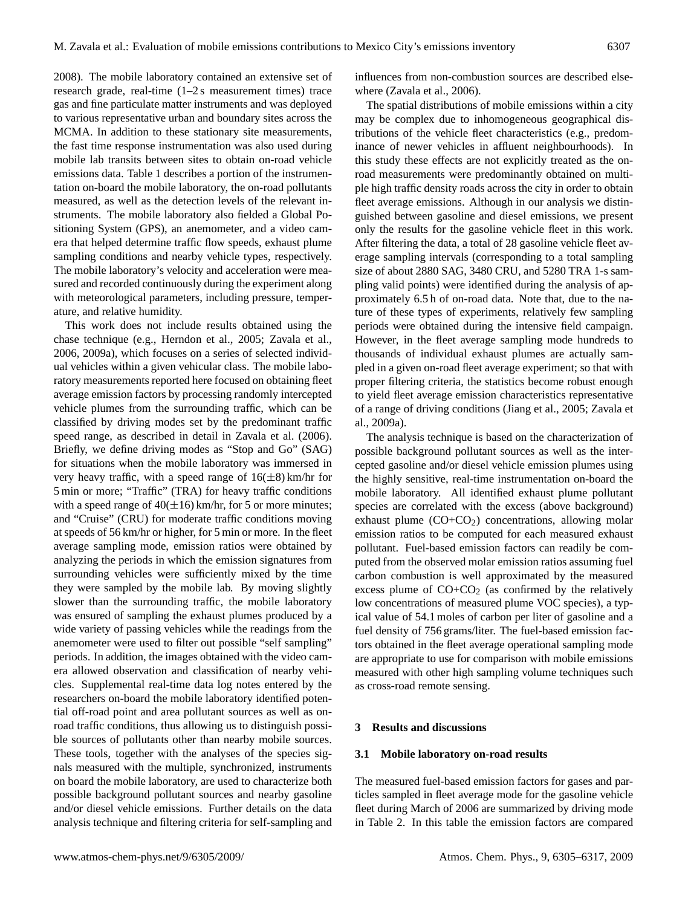2008). The mobile laboratory contained an extensive set of research grade, real-time (1–2 s measurement times) trace gas and fine particulate matter instruments and was deployed to various representative urban and boundary sites across the MCMA. In addition to these stationary site measurements, the fast time response instrumentation was also used during mobile lab transits between sites to obtain on-road vehicle emissions data. Table 1 describes a portion of the instrumentation on-board the mobile laboratory, the on-road pollutants measured, as well as the detection levels of the relevant instruments. The mobile laboratory also fielded a Global Positioning System (GPS), an anemometer, and a video camera that helped determine traffic flow speeds, exhaust plume sampling conditions and nearby vehicle types, respectively. The mobile laboratory's velocity and acceleration were measured and recorded continuously during the experiment along with meteorological parameters, including pressure, temperature, and relative humidity.

This work does not include results obtained using the chase technique (e.g., Herndon et al., 2005; Zavala et al., 2006, 2009a), which focuses on a series of selected individual vehicles within a given vehicular class. The mobile laboratory measurements reported here focused on obtaining fleet average emission factors by processing randomly intercepted vehicle plumes from the surrounding traffic, which can be classified by driving modes set by the predominant traffic speed range, as described in detail in Zavala et al. (2006). Briefly, we define driving modes as "Stop and Go" (SAG) for situations when the mobile laboratory was immersed in very heavy traffic, with a speed range of 16($\pm$8) km/hr for 5 min or more; "Traffic" (TRA) for heavy traffic conditions with a speed range of 40($\pm$16) km/hr, for 5 or more minutes; and "Cruise" (CRU) for moderate traffic conditions moving at speeds of 56 km/hr or higher, for 5 min or more. In the fleet average sampling mode, emission ratios were obtained by analyzing the periods in which the emission signatures from surrounding vehicles were sufficiently mixed by the time they were sampled by the mobile lab. By moving slightly slower than the surrounding traffic, the mobile laboratory was ensured of sampling the exhaust plumes produced by a wide variety of passing vehicles while the readings from the anemometer were used to filter out possible "self sampling" periods. In addition, the images obtained with the video camera allowed observation and classification of nearby vehicles. Supplemental real-time data log notes entered by the researchers on-board the mobile laboratory identified potential off-road point and area pollutant sources as well as on-road traffic conditions, thus allowing us to distinguish possible sources of pollutants other than nearby mobile sources. These tools, together with the analyses of the species signals measured with the multiple, synchronized, instruments on board the mobile laboratory, are used to characterize both possible background pollutant sources and nearby gasoline and/or diesel vehicle emissions. Further details on the data analysis technique and filtering criteria for self-sampling and influences from non-combustion sources are described elsewhere (Zavala et al., 2006).

The spatial distributions of mobile emissions within a city may be complex due to inhomogeneous geographical distributions of the vehicle fleet characteristics (e.g., predominance of newer vehicles in affluent neighbourhoods). In this study these effects are not explicitly treated as the on-road measurements were predominantly obtained on multiple high traffic density roads across the city in order to obtain fleet average emissions. Although in our analysis we distinguished between gasoline and diesel emissions, we present only the results for the gasoline vehicle fleet in this work. After filtering the data, a total of 28 gasoline vehicle fleet average sampling intervals (corresponding to a total sampling size of about 2880 SAG, 3480 CRU, and 5280 TRA 1-s sampling valid points) were identified during the analysis of approximately 6.5 h of on-road data. Note that, due to the nature of these types of experiments, relatively few sampling periods were obtained during the intensive field campaign. However, in the fleet average sampling mode hundreds to thousands of individual exhaust plumes are actually sampled in a given on-road fleet average experiment; so that with proper filtering criteria, the statistics become robust enough to yield fleet average emission characteristics representative of a range of driving conditions (Jiang et al., 2005; Zavala et al., 2009a).

The analysis technique is based on the characterization of possible background pollutant sources as well as the intercepted gasoline and/or diesel vehicle emission plumes using the highly sensitive, real-time instrumentation on-board the mobile laboratory. All identified exhaust plume pollutant species are correlated with the excess (above background) exhaust plume ($CO+CO_2$) concentrations, allowing molar emission ratios to be computed for each measured exhaust pollutant. Fuel-based emission factors can readily be computed from the observed molar emission ratios assuming fuel carbon combustion is well approximated by the measured excess plume of $CO+CO_2$ (as confirmed by the relatively low concentrations of measured plume VOC species), a typical value of 54.1 moles of carbon per liter of gasoline and a fuel density of 756 grams/liter. The fuel-based emission factors obtained in the fleet average operational sampling mode are appropriate to use for comparison with mobile emissions measured with other high sampling volume techniques such as cross-road remote sensing.

## 3 Results and discussions

### 3.1 Mobile laboratory on-road results

The measured fuel-based emission factors for gases and particles sampled in fleet average mode for the gasoline vehicle fleet during March of 2006 are summarized by driving mode in Table 2. In this table the emission factors are compared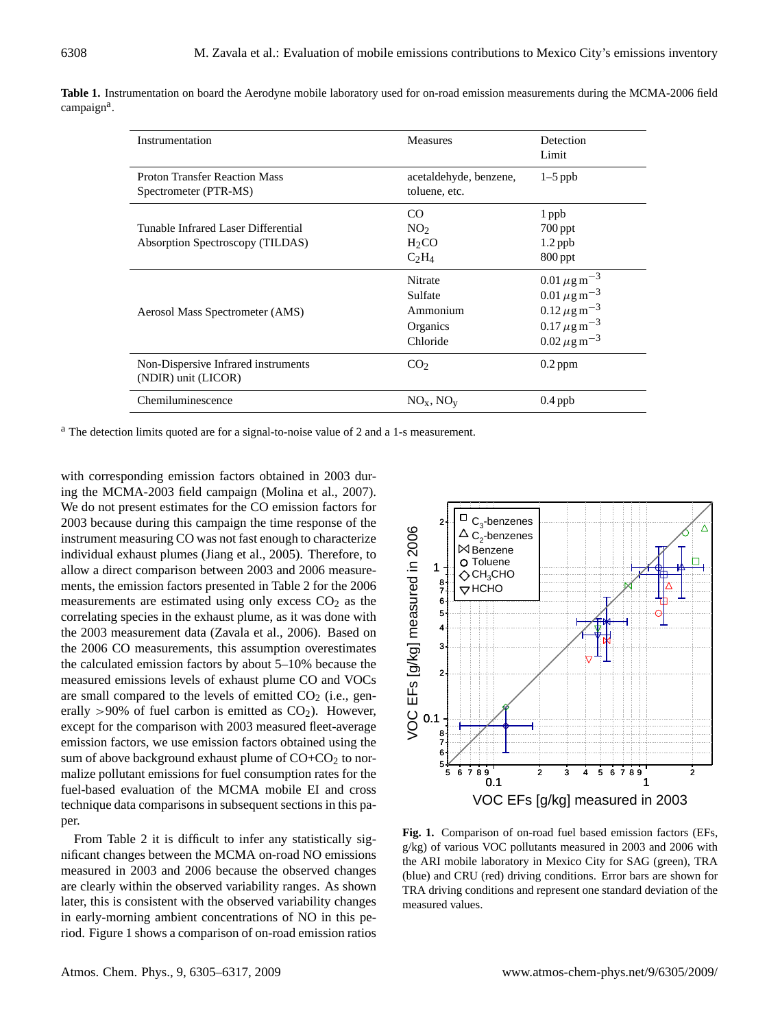**Table 1.** Instrumentation on board the Aerodyne mobile laboratory used for on-road emission measurements during the MCMA-2006 field campaign[a].

| Instrumentation | Measures | Detection Limit |
|---|---|---|
| Proton Transfer Reaction Mass Spectrometer (PTR-MS) | acetaldehyde, benzene, toluene, etc. | 1–5 ppb |
| Tunable Infrared Laser Differential Absorption Spectroscopy (TILDAS) | CO<br>$NO_2$<br>$H_2CO$<br>$C_2H_4$ | 1 ppb<br>700 ppt<br>1.2 ppb<br>800 ppt |
| Aerosol Mass Spectrometer (AMS) | Nitrate<br>Sulfate<br>Ammonium<br>Organics<br>Chloride | $0.01\,\mu g\,m^{-3}$<br>$0.01\,\mu g\,m^{-3}$<br>$0.12\,\mu g\,m^{-3}$<br>$0.17\,\mu g\,m^{-3}$<br>$0.02\,\mu g\,m^{-3}$ |
| Non-Dispersive Infrared instruments (NDIR) unit (LICOR) | $CO_2$ | 0.2 ppm |
| Chemiluminescence | $NO_x$, $NO_y$ | 0.4 ppb |

[a] The detection limits quoted are for a signal-to-noise value of 2 and a 1-s measurement.

with corresponding emission factors obtained in 2003 during the MCMA-2003 field campaign (Molina et al., 2007). We do not present estimates for the CO emission factors for 2003 because during this campaign the time response of the instrument measuring CO was not fast enough to characterize individual exhaust plumes (Jiang et al., 2005). Therefore, to allow a direct comparison between 2003 and 2006 measurements, the emission factors presented in Table 2 for the 2006 measurements are estimated using only excess $CO_2$ as the correlating species in the exhaust plume, as it was done with the 2003 measurement data (Zavala et al., 2006). Based on the 2006 CO measurements, this assumption overestimates the calculated emission factors by about 5–10% because the measured emissions levels of exhaust plume CO and VOCs are small compared to the levels of emitted $CO_2$ (i.e., generally >90% of fuel carbon is emitted as $CO_2$). However, except for the comparison with 2003 measured fleet-average emission factors, we use emission factors obtained using the sum of above background exhaust plume of CO+$CO_2$ to normalize pollutant emissions for fuel consumption rates for the fuel-based evaluation of the MCMA mobile EI and cross technique data comparisons in subsequent sections in this paper.

From Table 2 it is difficult to infer any statistically significant changes between the MCMA on-road NO emissions measured in 2003 and 2006 because the observed changes are clearly within the observed variability ranges. As shown later, this is consistent with the observed variability changes in early-morning ambient concentrations of NO in this period. Figure 1 shows a comparison of on-road emission ratios

**Fig. 1.** Comparison of on-road fuel based emission factors (EFs, g/kg) of various VOC pollutants measured in 2003 and 2006 with the ARI mobile laboratory in Mexico City for SAG (green), TRA (blue) and CRU (red) driving conditions. Error bars are shown for TRA driving conditions and represent one standard deviation of the measured values.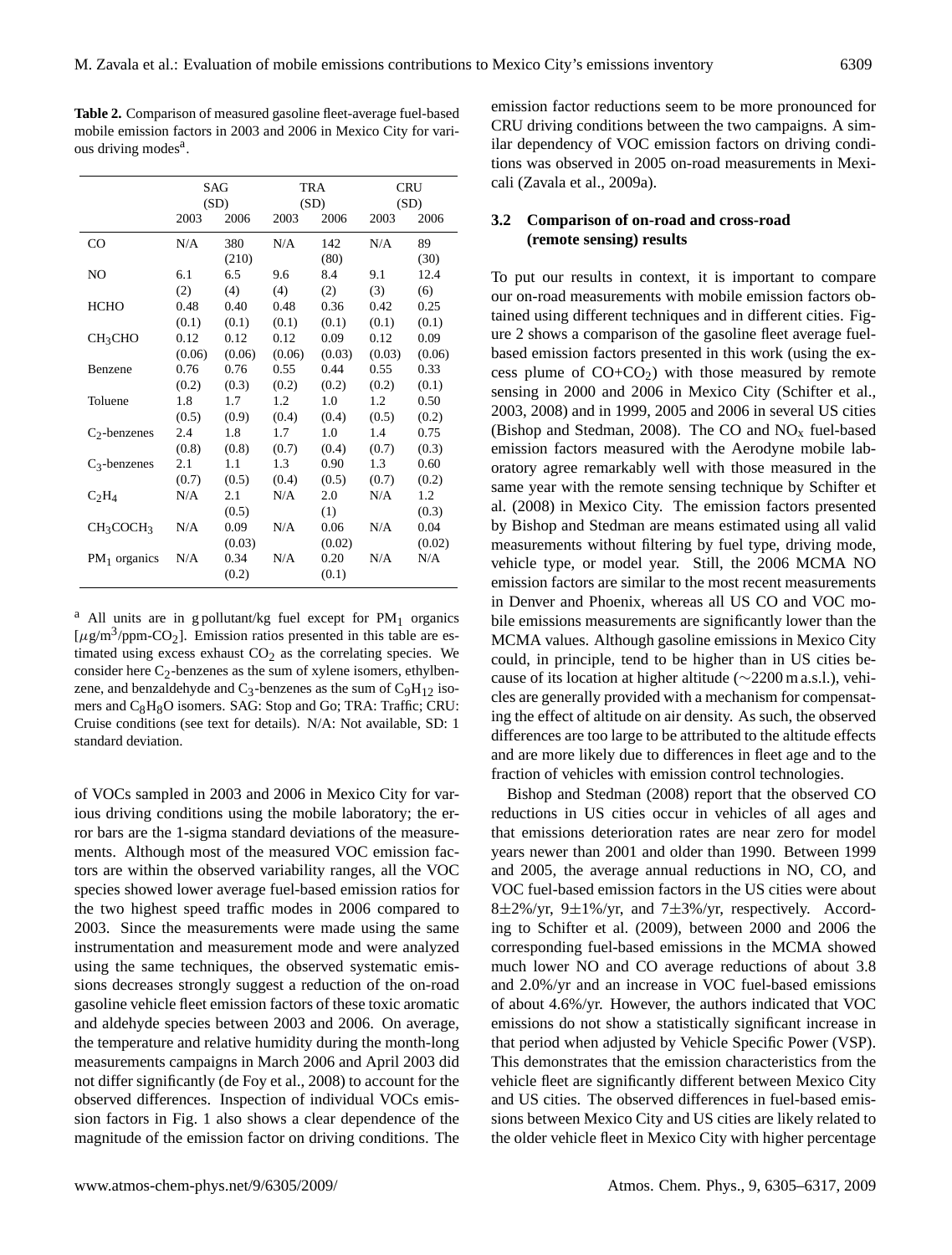**Table 2.** Comparison of measured gasoline fleet-average fuel-based mobile emission factors in 2003 and 2006 in Mexico City for various driving modes[a].

| | SAG (SD) | | TRA (SD) | | CRU (SD) | |
|---|---|---|---|---|---|---|
| | 2003 | 2006 | 2003 | 2006 | 2003 | 2006 |
| CO | N/A | 380 (210) | N/A | 142 (80) | N/A | 89 (30) |
| NO | 6.1 (2) | 6.5 (4) | 9.6 (4) | 8.4 (2) | 9.1 (3) | 12.4 (6) |
| HCHO | 0.48 (0.1) | 0.40 (0.1) | 0.48 (0.1) | 0.36 (0.1) | 0.42 (0.1) | 0.25 (0.1) |
| $CH_3CHO$ | 0.12 (0.06) | 0.12 (0.06) | 0.12 (0.06) | 0.09 (0.03) | 0.12 (0.03) | 0.09 (0.06) |
| Benzene | 0.76 (0.2) | 0.76 (0.3) | 0.55 (0.2) | 0.44 (0.2) | 0.55 (0.2) | 0.33 (0.1) |
| Toluene | 1.8 (0.5) | 1.7 (0.9) | 1.2 (0.4) | 1.0 (0.4) | 1.2 (0.5) | 0.50 (0.2) |
| $C_2$-benzenes | 2.4 (0.8) | 1.8 (0.8) | 1.7 (0.7) | 1.0 (0.4) | 1.4 (0.7) | 0.75 (0.3) |
| $C_3$-benzenes | 2.1 (0.7) | 1.1 (0.5) | 1.3 (0.4) | 0.90 (0.5) | 1.3 (0.7) | 0.60 (0.2) |
| $C_2H_4$ | N/A | 2.1 (0.5) | N/A | 2.0 (1) | N/A | 1.2 (0.3) |
| $CH_3COCH_3$ | N/A | 0.09 (0.03) | N/A | 0.06 (0.02) | N/A | 0.04 (0.02) |
| $PM_1$ organics | N/A | 0.34 (0.2) | N/A | 0.20 (0.1) | N/A | N/A |

[a] All units are in g pollutant/kg fuel except for $PM_1$ organics [$\mu g/m^3$/ppm-$CO_2$]. Emission ratios presented in this table are estimated using excess exhaust $CO_2$ as the correlating species. We consider here $C_2$-benzenes as the sum of xylene isomers, ethylbenzene, and benzaldehyde and $C_3$-benzenes as the sum of $C_9H_{12}$ isomers and $C_8H_8O$ isomers. SAG: Stop and Go; TRA: Traffic; CRU: Cruise conditions (see text for details). N/A: Not available, SD: 1 standard deviation.

of VOCs sampled in 2003 and 2006 in Mexico City for various driving conditions using the mobile laboratory; the error bars are the 1-sigma standard deviations of the measurements. Although most of the measured VOC emission factors are within the observed variability ranges, all the VOC species showed lower average fuel-based emission ratios for the two highest speed traffic modes in 2006 compared to 2003. Since the measurements were made using the same instrumentation and measurement mode and were analyzed using the same techniques, the observed systematic emissions decreases strongly suggest a reduction of the on-road gasoline vehicle fleet emission factors of these toxic aromatic and aldehyde species between 2003 and 2006. On average, the temperature and relative humidity during the month-long measurements campaigns in March 2006 and April 2003 did not differ significantly (de Foy et al., 2008) to account for the observed differences. Inspection of individual VOCs emission factors in Fig. 1 also shows a clear dependence of the magnitude of the emission factor on driving conditions. The emission factor reductions seem to be more pronounced for CRU driving conditions between the two campaigns. A similar dependency of VOC emission factors on driving conditions was observed in 2005 on-road measurements in Mexicali (Zavala et al., 2009a).

### 3.2 Comparison of on-road and cross-road (remote sensing) results

To put our results in context, it is important to compare our on-road measurements with mobile emission factors obtained using different techniques and in different cities. Figure 2 shows a comparison of the gasoline fleet average fuel-based emission factors presented in this work (using the excess plume of $CO+CO_2$) with those measured by remote sensing in 2000 and 2006 in Mexico City (Schifter et al., 2003, 2008) and in 1999, 2005 and 2006 in several US cities (Bishop and Stedman, 2008). The CO and $NO_x$ fuel-based emission factors measured with the Aerodyne mobile laboratory agree remarkably well with those measured in the same year with the remote sensing technique by Schifter et al. (2008) in Mexico City. The emission factors presented by Bishop and Stedman are means estimated using all valid measurements without filtering by fuel type, driving mode, vehicle type, or model year. Still, the 2006 MCMA NO emission factors are similar to the most recent measurements in Denver and Phoenix, whereas all US CO and VOC mobile emissions measurements are significantly lower than the MCMA values. Although gasoline emissions in Mexico City could, in principle, tend to be higher than in US cities because of its location at higher altitude (~2200 m a.s.l.), vehicles are generally provided with a mechanism for compensating the effect of altitude on air density. As such, the observed differences are too large to be attributed to the altitude effects and are more likely due to differences in fleet age and to the fraction of vehicles with emission control technologies.

Bishop and Stedman (2008) report that the observed CO reductions in US cities occur in vehicles of all ages and that emissions deterioration rates are near zero for model years newer than 2001 and older than 1990. Between 1999 and 2005, the average annual reductions in NO, CO, and VOC fuel-based emission factors in the US cities were about 8±2%/yr, 9±1%/yr, and 7±3%/yr, respectively. According to Schifter et al. (2009), between 2000 and 2006 the corresponding fuel-based emissions in the MCMA showed much lower NO and CO average reductions of about 3.8 and 2.0%/yr and an increase in VOC fuel-based emissions of about 4.6%/yr. However, the authors indicated that VOC emissions do not show a statistically significant increase in that period when adjusted by Vehicle Specific Power (VSP). This demonstrates that the emission characteristics from the vehicle fleet are significantly different between Mexico City and US cities. The observed differences in fuel-based emissions between Mexico City and US cities are likely related to the older vehicle fleet in Mexico City with higher percentage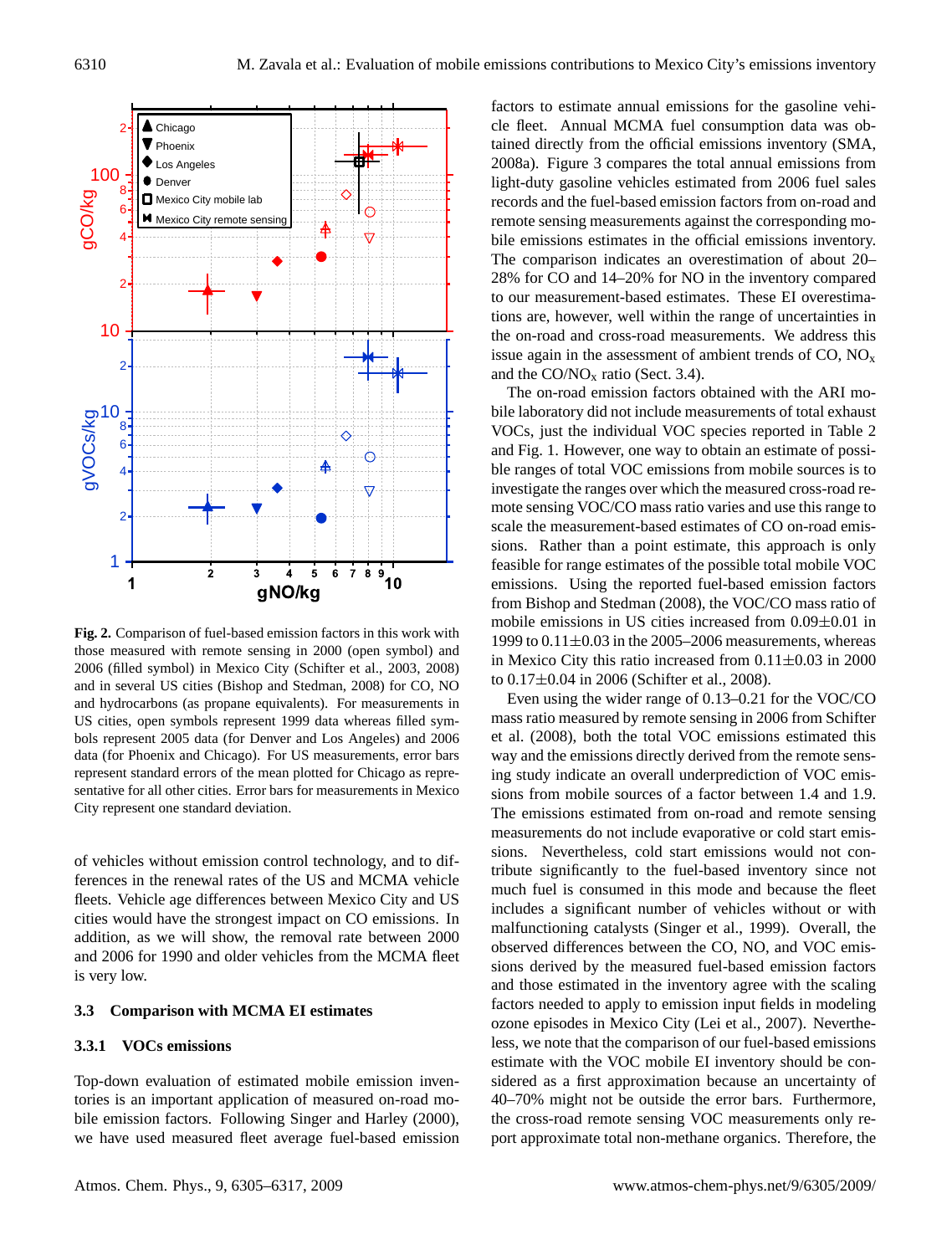**Fig. 2.** Comparison of fuel-based emission factors in this work with those measured with remote sensing in 2000 (open symbol) and 2006 (filled symbol) in Mexico City (Schifter et al., 2003, 2008) and in several US cities (Bishop and Stedman, 2008) for CO, NO and hydrocarbons (as propane equivalents). For measurements in US cities, open symbols represent 1999 data whereas filled symbols represent 2005 data (for Denver and Los Angeles) and 2006 data (for Phoenix and Chicago). For US measurements, error bars represent standard errors of the mean plotted for Chicago as representative for all other cities. Error bars for measurements in Mexico City represent one standard deviation.

of vehicles without emission control technology, and to differences in the renewal rates of the US and MCMA vehicle fleets. Vehicle age differences between Mexico City and US cities would have the strongest impact on CO emissions. In addition, as we will show, the removal rate between 2000 and 2006 for 1990 and older vehicles from the MCMA fleet is very low.

### 3.3 Comparison with MCMA EI estimates

#### 3.3.1 VOCs emissions

Top-down evaluation of estimated mobile emission inventories is an important application of measured on-road mobile emission factors. Following Singer and Harley (2000), we have used measured fleet average fuel-based emission factors to estimate annual emissions for the gasoline vehicle fleet. Annual MCMA fuel consumption data was obtained directly from the official emissions inventory (SMA, 2008a). Figure 3 compares the total annual emissions from light-duty gasoline vehicles estimated from 2006 fuel sales records and the fuel-based emission factors from on-road and remote sensing measurements against the corresponding mobile emissions estimates in the official emissions inventory. The comparison indicates an overestimation of about 20–28% for CO and 14–20% for NO in the inventory compared to our measurement-based estimates. These EI overestimations are, however, well within the range of uncertainties in the on-road and cross-road measurements. We address this issue again in the assessment of ambient trends of CO, $NO_x$ and the CO/$NO_x$ ratio (Sect. 3.4).

The on-road emission factors obtained with the ARI mobile laboratory did not include measurements of total exhaust VOCs, just the individual VOC species reported in Table 2 and Fig. 1. However, one way to obtain an estimate of possible ranges of total VOC emissions from mobile sources is to investigate the ranges over which the measured cross-road remote sensing VOC/CO mass ratio varies and use this range to scale the measurement-based estimates of CO on-road emissions. Rather than a point estimate, this approach is only feasible for range estimates of the possible total mobile VOC emissions. Using the reported fuel-based emission factors from Bishop and Stedman (2008), the VOC/CO mass ratio of mobile emissions in US cities increased from 0.09±0.01 in 1999 to 0.11±0.03 in the 2005–2006 measurements, whereas in Mexico City this ratio increased from 0.11±0.03 in 2000 to 0.17±0.04 in 2006 (Schifter et al., 2008).

Even using the wider range of 0.13–0.21 for the VOC/CO mass ratio measured by remote sensing in 2006 from Schifter et al. (2008), both the total VOC emissions estimated this way and the emissions directly derived from the remote sensing study indicate an overall underprediction of VOC emissions from mobile sources of a factor between 1.4 and 1.9. The emissions estimated from on-road and remote sensing measurements do not include evaporative or cold start emissions. Nevertheless, cold start emissions would not contribute significantly to the fuel-based inventory since not much fuel is consumed in this mode and because the fleet includes a significant number of vehicles without or with malfunctioning catalysts (Singer et al., 1999). Overall, the observed differences between the CO, NO, and VOC emissions derived by the measured fuel-based emission factors and those estimated in the inventory agree with the scaling factors needed to apply to emission input fields in modeling ozone episodes in Mexico City (Lei et al., 2007). Nevertheless, we note that the comparison of our fuel-based emissions estimate with the VOC mobile EI inventory should be considered as a first approximation because an uncertainty of 40–70% might not be outside the error bars. Furthermore, the cross-road remote sensing VOC measurements only report approximate total non-methane organics. Therefore, the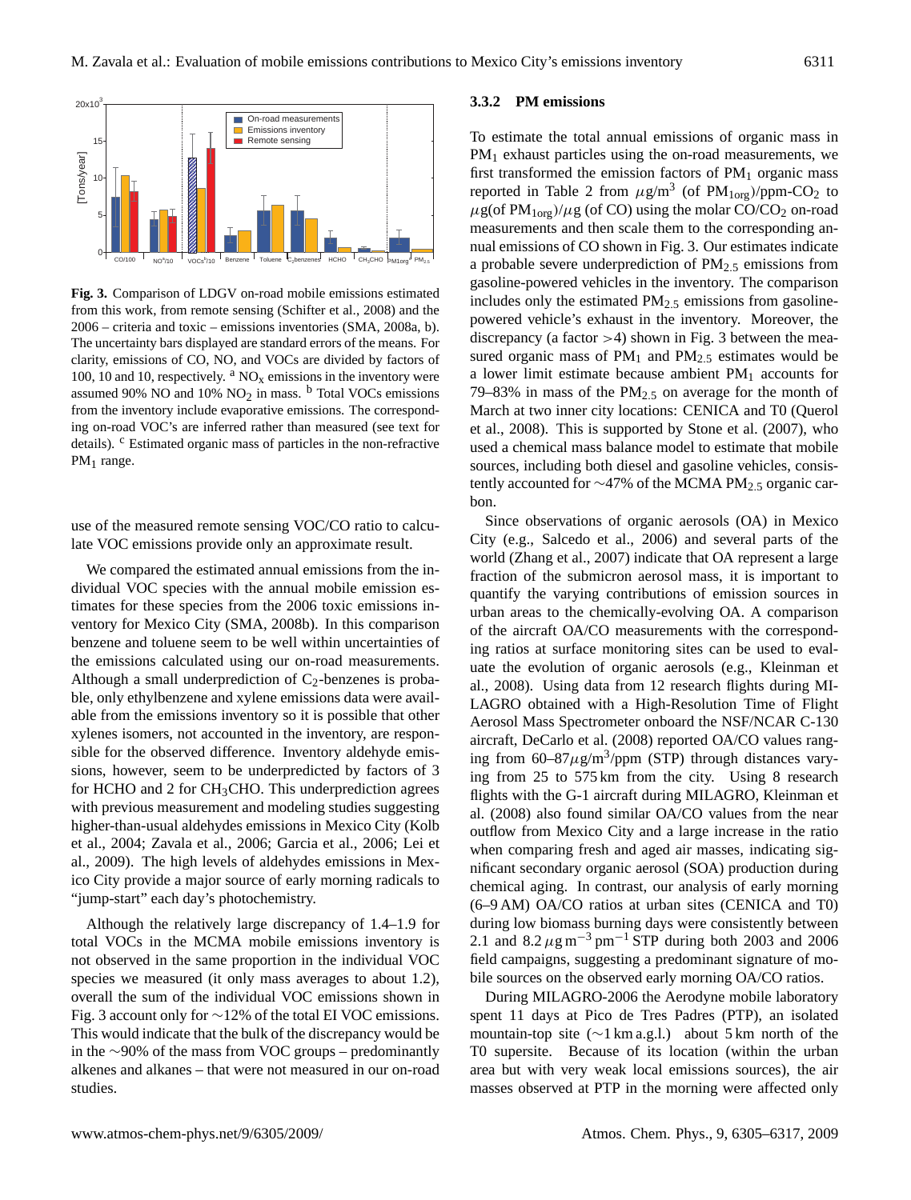**Fig. 3.** Comparison of LDGV on-road mobile emissions estimated from this work, from remote sensing (Schifter et al., 2008) and the 2006 – criteria and toxic – emissions inventories (SMA, 2008a, b). The uncertainty bars displayed are standard errors of the means. For clarity, emissions of CO, NO, and VOCs are divided by factors of 100, 10 and 10, respectively. [a] $NO_x$ emissions in the inventory were assumed 90% NO and 10% $NO_2$ in mass. [b] Total VOCs emissions from the inventory include evaporative emissions. The corresponding on-road VOC's are inferred rather than measured (see text for details). [c] Estimated organic mass of particles in the non-refractive $PM_1$ range.

use of the measured remote sensing VOC/CO ratio to calculate VOC emissions provide only an approximate result.

We compared the estimated annual emissions from the individual VOC species with the annual mobile emission estimates for these species from the 2006 toxic emissions inventory for Mexico City (SMA, 2008b). In this comparison benzene and toluene seem to be well within uncertainties of the emissions calculated using our on-road measurements. Although a small underprediction of $C_2$-benzenes is probable, only ethylbenzene and xylene emissions data were available from the emissions inventory so it is possible that other xylenes isomers, not accounted in the inventory, are responsible for the observed difference. Inventory aldehyde emissions, however, seem to be underpredicted by factors of 3 for HCHO and 2 for $CH_3CHO$. This underprediction agrees with previous measurement and modeling studies suggesting higher-than-usual aldehydes emissions in Mexico City (Kolb et al., 2004; Zavala et al., 2006; Garcia et al., 2006; Lei et al., 2009). The high levels of aldehydes emissions in Mexico City provide a major source of early morning radicals to "jump-start" each day's photochemistry.

Although the relatively large discrepancy of 1.4–1.9 for total VOCs in the MCMA mobile emissions inventory is not observed in the same proportion in the individual VOC species we measured (it only mass averages to about 1.2), overall the sum of the individual VOC emissions shown in Fig. 3 account only for ∼12% of the total EI VOC emissions. This would indicate that the bulk of the discrepancy would be in the ∼90% of the mass from VOC groups – predominantly alkenes and alkanes – that were not measured in our on-road studies.

### 3.3.2 PM emissions

To estimate the total annual emissions of organic mass in $PM_1$ exhaust particles using the on-road measurements, we first transformed the emission factors of $PM_1$ organic mass reported in Table 2 from $\mu$g/m$^3$ (of $PM_{1org}$)/ppm-$CO_2$ to $\mu$g(of $PM_{1org}$)/$\mu$g (of CO) using the molar $CO/CO_2$ on-road measurements and then scale them to the corresponding annual emissions of CO shown in Fig. 3. Our estimates indicate a probable severe underprediction of $PM_{2.5}$ emissions from gasoline-powered vehicles in the inventory. The comparison includes only the estimated $PM_{2.5}$ emissions from gasoline-powered vehicle's exhaust in the inventory. Moreover, the discrepancy (a factor >4) shown in Fig. 3 between the measured organic mass of $PM_1$ and $PM_{2.5}$ estimates would be a lower limit estimate because ambient $PM_1$ accounts for 79–83% in mass of the $PM_{2.5}$ on average for the month of March at two inner city locations: CENICA and T0 (Querol et al., 2008). This is supported by Stone et al. (2007), who used a chemical mass balance model to estimate that mobile sources, including both diesel and gasoline vehicles, consistently accounted for ∼47% of the MCMA $PM_{2.5}$ organic carbon.

Since observations of organic aerosols (OA) in Mexico City (e.g., Salcedo et al., 2006) and several parts of the world (Zhang et al., 2007) indicate that OA represent a large fraction of the submicron aerosol mass, it is important to quantify the varying contributions of emission sources in urban areas to the chemically-evolving OA. A comparison of the aircraft OA/CO measurements with the corresponding ratios at surface monitoring sites can be used to evaluate the evolution of organic aerosols (e.g., Kleinman et al., 2008). Using data from 12 research flights during MILAGRO obtained with a High-Resolution Time of Flight Aerosol Mass Spectrometer onboard the NSF/NCAR C-130 aircraft, DeCarlo et al. (2008) reported OA/CO values ranging from 60–87 $\mu$g/m$^3$/ppm (STP) through distances varying from 25 to 575 km from the city. Using 8 research flights with the G-1 aircraft during MILAGRO, Kleinman et al. (2008) also found similar OA/CO values from the near outflow from Mexico City and a large increase in the ratio when comparing fresh and aged air masses, indicating significant secondary organic aerosol (SOA) production during chemical aging. In contrast, our analysis of early morning (6–9 AM) OA/CO ratios at urban sites (CENICA and T0) during low biomass burning days were consistently between 2.1 and 8.2 $\mu$g m$^{-3}$ pm$^{-1}$ STP during both 2003 and 2006 field campaigns, suggesting a predominant signature of mobile sources on the observed early morning OA/CO ratios.

During MILAGRO-2006 the Aerodyne mobile laboratory spent 11 days at Pico de Tres Padres (PTP), an isolated mountain-top site (∼1 km a.g.l.) about 5 km north of the T0 supersite. Because of its location (within the urban area but with very weak local emissions sources), the air masses observed at PTP in the morning were affected only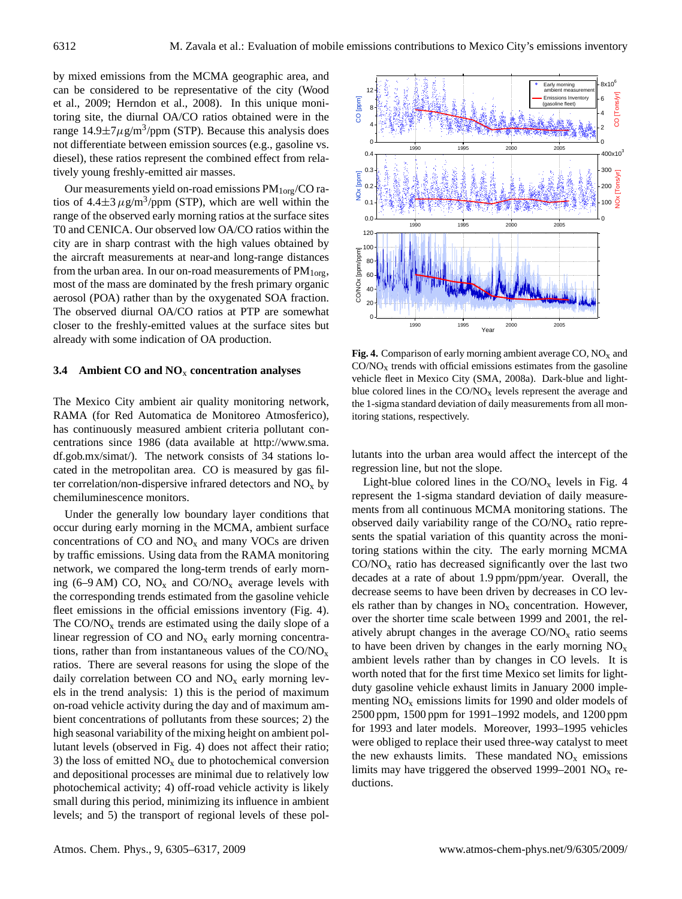by mixed emissions from the MCMA geographic area, and can be considered to be representative of the city (Wood et al., 2009; Herndon et al., 2008). In this unique monitoring site, the diurnal OA/CO ratios obtained were in the range $14.9 \pm 7\,\mu g/m^3$/ppm (STP). Because this analysis does not differentiate between emission sources (e.g., gasoline vs. diesel), these ratios represent the combined effect from relatively young freshly-emitted air masses.

Our measurements yield on-road emissions $PM_{1org}$/CO ratios of $4.4 \pm 3\,\mu g/m^3$/ppm (STP), which are well within the range of the observed early morning ratios at the surface sites T0 and CENICA. Our observed low OA/CO ratios within the city are in sharp contrast with the high values obtained by the aircraft measurements at near-and long-range distances from the urban area. In our on-road measurements of $PM_{1org}$, most of the mass are dominated by the fresh primary organic aerosol (POA) rather than by the oxygenated SOA fraction. The observed diurnal OA/CO ratios at PTP are somewhat closer to the freshly-emitted values at the surface sites but already with some indication of OA production.

### 3.4 Ambient CO and $NO_x$ concentration analyses

The Mexico City ambient air quality monitoring network, RAMA (for Red Automatica de Monitoreo Atmosferico), has continuously measured ambient criteria pollutant concentrations since 1986 (data available at http://www.sma.df.gob.mx/simat/). The network consists of 34 stations located in the metropolitan area. CO is measured by gas filter correlation/non-dispersive infrared detectors and $NO_x$ by chemiluminescence monitors.

Under the generally low boundary layer conditions that occur during early morning in the MCMA, ambient surface concentrations of CO and $NO_x$ and many VOCs are driven by traffic emissions. Using data from the RAMA monitoring network, we compared the long-term trends of early morning (6–9 AM) CO, $NO_x$ and CO/$NO_x$ average levels with the corresponding trends estimated from the gasoline vehicle fleet emissions in the official emissions inventory (Fig. 4). The CO/$NO_x$ trends are estimated using the daily slope of a linear regression of CO and $NO_x$ early morning concentrations, rather than from instantaneous values of the CO/$NO_x$ ratios. There are several reasons for using the slope of the daily correlation between CO and $NO_x$ early morning levels in the trend analysis: 1) this is the period of maximum on-road vehicle activity during the day and of maximum ambient concentrations of pollutants from these sources; 2) the high seasonal variability of the mixing height on ambient pollutant levels (observed in Fig. 4) does not affect their ratio; 3) the loss of emitted $NO_x$ due to photochemical conversion and depositional processes are minimal due to relatively low photochemical activity; 4) off-road vehicle activity is likely small during this period, minimizing its influence in ambient levels; and 5) the transport of regional levels of these pollutants into the urban area would affect the intercept of the regression line, but not the slope.

**Fig. 4.** Comparison of early morning ambient average CO, $NO_x$ and CO/$NO_x$ trends with official emissions estimates from the gasoline vehicle fleet in Mexico City (SMA, 2008a). Dark-blue and light-blue colored lines in the CO/$NO_x$ levels represent the average and the 1-sigma standard deviation of daily measurements from all monitoring stations, respectively.

Light-blue colored lines in the CO/$NO_x$ levels in Fig. 4 represent the 1-sigma standard deviation of daily measurements from all continuous MCMA monitoring stations. The observed daily variability range of the CO/$NO_x$ ratio represents the spatial variation of this quantity across the monitoring stations within the city. The early morning MCMA CO/$NO_x$ ratio has decreased significantly over the last two decades at a rate of about 1.9 ppm/ppm/year. Overall, the decrease seems to have been driven by decreases in CO levels rather than by changes in $NO_x$ concentration. However, over the shorter time scale between 1999 and 2001, the relatively abrupt changes in the average CO/$NO_x$ ratio seems to have been driven by changes in the early morning $NO_x$ ambient levels rather than by changes in CO levels. It is worth noted that for the first time Mexico set limits for light-duty gasoline vehicle exhaust limits in January 2000 implementing $NO_x$ emissions limits for 1990 and older models of 2500 ppm, 1500 ppm for 1991–1992 models, and 1200 ppm for 1993 and later models. Moreover, 1993–1995 vehicles were obliged to replace their used three-way catalyst to meet the new exhausts limits. These mandated $NO_x$ emissions limits may have triggered the observed 1999–2001 $NO_x$ reductions.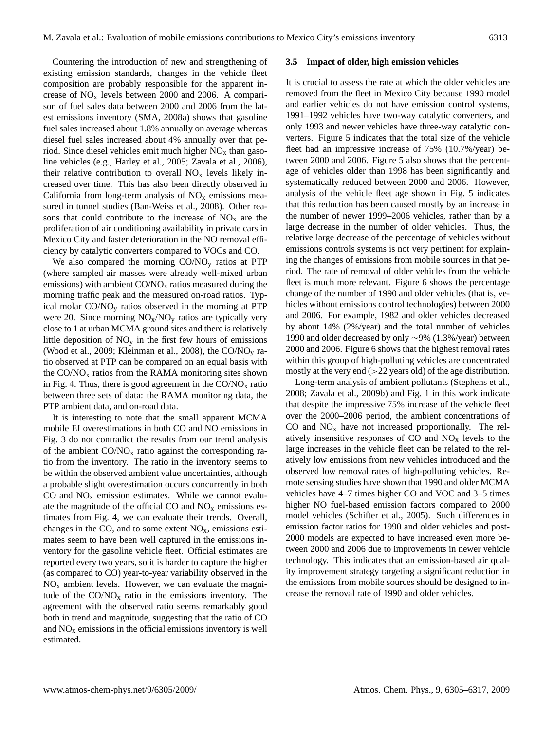Countering the introduction of new and strengthening of existing emission standards, changes in the vehicle fleet composition are probably responsible for the apparent increase of $NO_x$ levels between 2000 and 2006. A comparison of fuel sales data between 2000 and 2006 from the latest emissions inventory (SMA, 2008a) shows that gasoline fuel sales increased about 1.8% annually on average whereas diesel fuel sales increased about 4% annually over that period. Since diesel vehicles emit much higher $NO_x$ than gasoline vehicles (e.g., Harley et al., 2005; Zavala et al., 2006), their relative contribution to overall $NO_x$ levels likely increased over time. This has also been directly observed in California from long-term analysis of $NO_x$ emissions measured in tunnel studies (Ban-Weiss et al., 2008). Other reasons that could contribute to the increase of $NO_x$ are the proliferation of air conditioning availability in private cars in Mexico City and faster deterioration in the NO removal efficiency by catalytic converters compared to VOCs and CO.

We also compared the morning $CO/NO_y$ ratios at PTP (where sampled air masses were already well-mixed urban emissions) with ambient $CO/NO_x$ ratios measured during the morning traffic peak and the measured on-road ratios. Typical molar $CO/NO_y$ ratios observed in the morning at PTP were 20. Since morning $NO_x/NO_y$ ratios are typically very close to 1 at urban MCMA ground sites and there is relatively little deposition of $NO_y$ in the first few hours of emissions (Wood et al., 2009; Kleinman et al., 2008), the $CO/NO_y$ ratio observed at PTP can be compared on an equal basis with the $CO/NO_x$ ratios from the RAMA monitoring sites shown in Fig. 4. Thus, there is good agreement in the $CO/NO_x$ ratio between three sets of data: the RAMA monitoring data, the PTP ambient data, and on-road data.

It is interesting to note that the small apparent MCMA mobile EI overestimations in both CO and NO emissions in Fig. 3 do not contradict the results from our trend analysis of the ambient $CO/NO_x$ ratio against the corresponding ratio from the inventory. The ratio in the inventory seems to be within the observed ambient value uncertainties, although a probable slight overestimation occurs concurrently in both CO and $NO_x$ emission estimates. While we cannot evaluate the magnitude of the official CO and $NO_x$ emissions estimates from Fig. 4, we can evaluate their trends. Overall, changes in the CO, and to some extent $NO_x$, emissions estimates seem to have been well captured in the emissions inventory for the gasoline vehicle fleet. Official estimates are reported every two years, so it is harder to capture the higher (as compared to CO) year-to-year variability observed in the $NO_x$ ambient levels. However, we can evaluate the magnitude of the $CO/NO_x$ ratio in the emissions inventory. The agreement with the observed ratio seems remarkably good both in trend and magnitude, suggesting that the ratio of CO and $NO_x$ emissions in the official emissions inventory is well estimated.

### 3.5 Impact of older, high emission vehicles

It is crucial to assess the rate at which the older vehicles are removed from the fleet in Mexico City because 1990 model and earlier vehicles do not have emission control systems, 1991–1992 vehicles have two-way catalytic converters, and only 1993 and newer vehicles have three-way catalytic converters. Figure 5 indicates that the total size of the vehicle fleet had an impressive increase of 75% (10.7%/year) between 2000 and 2006. Figure 5 also shows that the percentage of vehicles older than 1998 has been significantly and systematically reduced between 2000 and 2006. However, analysis of the vehicle fleet age shown in Fig. 5 indicates that this reduction has been caused mostly by an increase in the number of newer 1999–2006 vehicles, rather than by a large decrease in the number of older vehicles. Thus, the relative large decrease of the percentage of vehicles without emissions controls systems is not very pertinent for explaining the changes of emissions from mobile sources in that period. The rate of removal of older vehicles from the vehicle fleet is much more relevant. Figure 6 shows the percentage change of the number of 1990 and older vehicles (that is, vehicles without emissions control technologies) between 2000 and 2006. For example, 1982 and older vehicles decreased by about 14% (2%/year) and the total number of vehicles 1990 and older decreased by only ∼9% (1.3%/year) between 2000 and 2006. Figure 6 shows that the highest removal rates within this group of high-polluting vehicles are concentrated mostly at the very end (>22 years old) of the age distribution.

Long-term analysis of ambient pollutants (Stephens et al., 2008; Zavala et al., 2009b) and Fig. 1 in this work indicate that despite the impressive 75% increase of the vehicle fleet over the 2000–2006 period, the ambient concentrations of CO and $NO_x$ have not increased proportionally. The relatively insensitive responses of CO and $NO_x$ levels to the large increases in the vehicle fleet can be related to the relatively low emissions from new vehicles introduced and the observed low removal rates of high-polluting vehicles. Remote sensing studies have shown that 1990 and older MCMA vehicles have 4–7 times higher CO and VOC and 3–5 times higher NO fuel-based emission factors compared to 2000 model vehicles (Schifter et al., 2005). Such differences in emission factor ratios for 1990 and older vehicles and post-2000 models are expected to have increased even more between 2000 and 2006 due to improvements in newer vehicle technology. This indicates that an emission-based air quality improvement strategy targeting a significant reduction in the emissions from mobile sources should be designed to increase the removal rate of 1990 and older vehicles.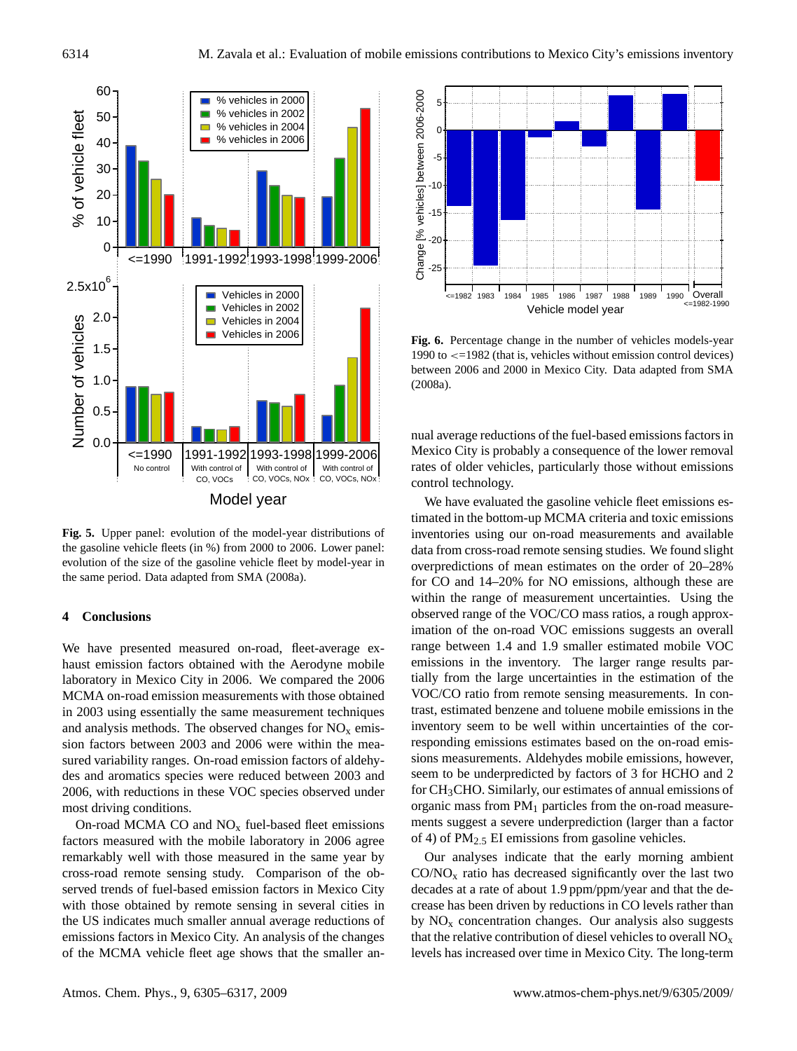**Fig. 5.** Upper panel: evolution of the model-year distributions of the gasoline vehicle fleets (in %) from 2000 to 2006. Lower panel: evolution of the size of the gasoline vehicle fleet by model-year in the same period. Data adapted from SMA (2008a).

**Fig. 6.** Percentage change in the number of vehicles models-year 1990 to <=1982 (that is, vehicles without emission control devices) between 2006 and 2000 in Mexico City. Data adapted from SMA (2008a).

## 4 Conclusions

We have presented measured on-road, fleet-average exhaust emission factors obtained with the Aerodyne mobile laboratory in Mexico City in 2006. We compared the 2006 MCMA on-road emission measurements with those obtained in 2003 using essentially the same measurement techniques and analysis methods. The observed changes for $NO_x$ emission factors between 2003 and 2006 were within the measured variability ranges. On-road emission factors of aldehydes and aromatics species were reduced between 2003 and 2006, with reductions in these VOC species observed under most driving conditions.

On-road MCMA CO and $NO_x$ fuel-based fleet emissions factors measured with the mobile laboratory in 2006 agree remarkably well with those measured in the same year by cross-road remote sensing study. Comparison of the observed trends of fuel-based emission factors in Mexico City with those obtained by remote sensing in several cities in the US indicates much smaller annual average reductions of emissions factors in Mexico City. An analysis of the changes of the MCMA vehicle fleet age shows that the smaller annual average reductions of the fuel-based emissions factors in Mexico City is probably a consequence of the lower removal rates of older vehicles, particularly those without emissions control technology.

We have evaluated the gasoline vehicle fleet emissions estimated in the bottom-up MCMA criteria and toxic emissions inventories using our on-road measurements and available data from cross-road remote sensing studies. We found slight overpredictions of mean estimates on the order of 20–28% for CO and 14–20% for NO emissions, although these are within the range of measurement uncertainties. Using the observed range of the VOC/CO mass ratios, a rough approximation of the on-road VOC emissions suggests an overall range between 1.4 and 1.9 smaller estimated mobile VOC emissions in the inventory. The larger range results partially from the large uncertainties in the estimation of the VOC/CO ratio from remote sensing measurements. In contrast, estimated benzene and toluene mobile emissions in the inventory seem to be well within uncertainties of the corresponding emissions estimates based on the on-road emissions measurements. Aldehydes mobile emissions, however, seem to be underpredicted by factors of 3 for HCHO and 2 for $CH_3CHO$. Similarly, our estimates of annual emissions of organic mass from $PM_1$ particles from the on-road measurements suggest a severe underprediction (larger than a factor of 4) of $PM_{2.5}$ EI emissions from gasoline vehicles.

Our analyses indicate that the early morning ambient $CO/NO_x$ ratio has decreased significantly over the last two decades at a rate of about 1.9 ppm/ppm/year and that the decrease has been driven by reductions in CO levels rather than by $NO_x$ concentration changes. Our analysis also suggests that the relative contribution of diesel vehicles to overall $NO_x$ levels has increased over time in Mexico City. The long-term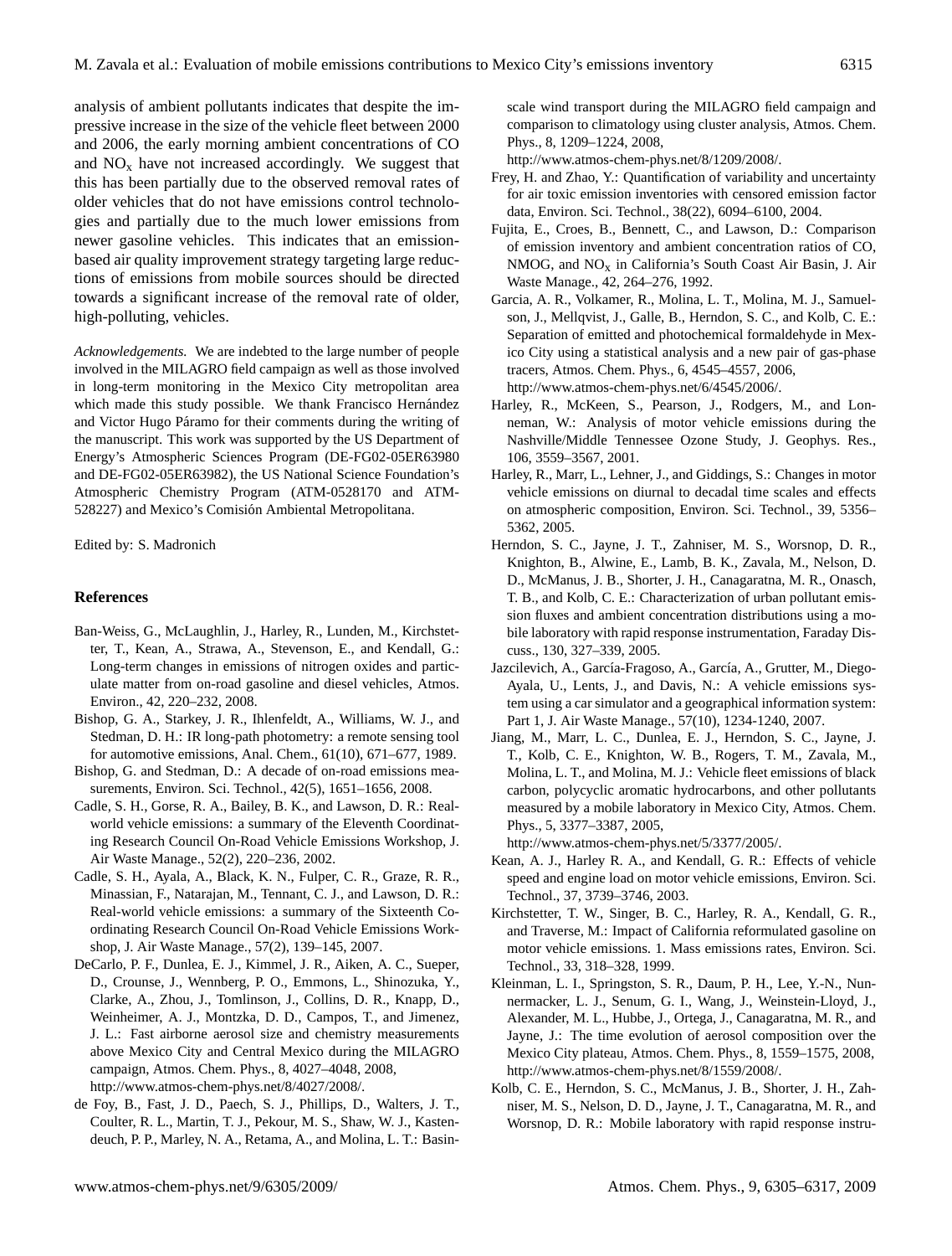analysis of ambient pollutants indicates that despite the impressive increase in the size of the vehicle fleet between 2000 and 2006, the early morning ambient concentrations of CO and $NO_x$ have not increased accordingly. We suggest that this has been partially due to the observed removal rates of older vehicles that do not have emissions control technologies and partially due to the much lower emissions from newer gasoline vehicles. This indicates that an emission-based air quality improvement strategy targeting large reductions of emissions from mobile sources should be directed towards a significant increase of the removal rate of older, high-polluting, vehicles.

*Acknowledgements.* We are indebted to the large number of people involved in the MILAGRO field campaign as well as those involved in long-term monitoring in the Mexico City metropolitan area which made this study possible. We thank Francisco Hernández and Victor Hugo Páramo for their comments during the writing of the manuscript. This work was supported by the US Department of Energy's Atmospheric Sciences Program (DE-FG02-05ER63980 and DE-FG02-05ER63982), the US National Science Foundation's Atmospheric Chemistry Program (ATM-0528170 and ATM-528227) and Mexico's Comisión Ambiental Metropolitana.

Edited by: S. Madronich

## References

Ban-Weiss, G., McLaughlin, J., Harley, R., Lunden, M., Kirchstetter, T., Kean, A., Strawa, A., Stevenson, E., and Kendall, G.: Long-term changes in emissions of nitrogen oxides and particulate matter from on-road gasoline and diesel vehicles, Atmos. Environ., 42, 220–232, 2008.

Bishop, G. A., Starkey, J. R., Ihlenfeldt, A., Williams, W. J., and Stedman, D. H.: IR long-path photometry: a remote sensing tool for automotive emissions, Anal. Chem., 61(10), 671–677, 1989.

Bishop, G. and Stedman, D.: A decade of on-road emissions measurements, Environ. Sci. Technol., 42(5), 1651–1656, 2008.

Cadle, S. H., Gorse, R. A., Bailey, B. K., and Lawson, D. R.: Real-world vehicle emissions: a summary of the Eleventh Coordinating Research Council On-Road Vehicle Emissions Workshop, J. Air Waste Manage., 52(2), 220–236, 2002.

Cadle, S. H., Ayala, A., Black, K. N., Fulper, C. R., Graze, R. R., Minassian, F., Natarajan, M., Tennant, C. J., and Lawson, D. R.: Real-world vehicle emissions: a summary of the Sixteenth Coordinating Research Council On-Road Vehicle Emissions Workshop, J. Air Waste Manage., 57(2), 139–145, 2007.

DeCarlo, P. F., Dunlea, E. J., Kimmel, J. R., Aiken, A. C., Sueper, D., Crounse, J., Wennberg, P. O., Emmons, L., Shinozuka, Y., Clarke, A., Zhou, J., Tomlinson, J., Collins, D. R., Knapp, D., Weinheimer, A. J., Montzka, D. D., Campos, T., and Jimenez, J. L.: Fast airborne aerosol size and chemistry measurements above Mexico City and Central Mexico during the MILAGRO campaign, Atmos. Chem. Phys., 8, 4027–4048, 2008, http://www.atmos-chem-phys.net/8/4027/2008/.

de Foy, B., Fast, J. D., Paech, S. J., Phillips, D., Walters, J. T., Coulter, R. L., Martin, T. J., Pekour, M. S., Shaw, W. J., Kastendeuch, P. P., Marley, N. A., Retama, A., and Molina, L. T.: Basin-scale wind transport during the MILAGRO field campaign and comparison to climatology using cluster analysis, Atmos. Chem. Phys., 8, 1209–1224, 2008, http://www.atmos-chem-phys.net/8/1209/2008/.

Frey, H. and Zhao, Y.: Quantification of variability and uncertainty for air toxic emission inventories with censored emission factor data, Environ. Sci. Technol., 38(22), 6094–6100, 2004.

Fujita, E., Croes, B., Bennett, C., and Lawson, D.: Comparison of emission inventory and ambient concentration ratios of CO, NMOG, and $NO_x$ in California's South Coast Air Basin, J. Air Waste Manage., 42, 264–276, 1992.

Garcia, A. R., Volkamer, R., Molina, L. T., Molina, M. J., Samuelson, J., Mellqvist, J., Galle, B., Herndon, S. C., and Kolb, C. E.: Separation of emitted and photochemical formaldehyde in Mexico City using a statistical analysis and a new pair of gas-phase tracers, Atmos. Chem. Phys., 6, 4545–4557, 2006, http://www.atmos-chem-phys.net/6/4545/2006/.

Harley, R., McKeen, S., Pearson, J., Rodgers, M., and Lonneman, W.: Analysis of motor vehicle emissions during the Nashville/Middle Tennessee Ozone Study, J. Geophys. Res., 106, 3559–3567, 2001.

Harley, R., Marr, L., Lehner, J., and Giddings, S.: Changes in motor vehicle emissions on diurnal to decadal time scales and effects on atmospheric composition, Environ. Sci. Technol., 39, 5356–5362, 2005.

Herndon, S. C., Jayne, J. T., Zahniser, M. S., Worsnop, D. R., Knighton, B., Alwine, E., Lamb, B. K., Zavala, M., Nelson, D. D., McManus, J. B., Shorter, J. H., Canagaratna, M. R., Onasch, T. B., and Kolb, C. E.: Characterization of urban pollutant emission fluxes and ambient concentration distributions using a mobile laboratory with rapid response instrumentation, Faraday Discuss., 130, 327–339, 2005.

Jazcilevich, A., García-Fragoso, A., García, A., Grutter, M., Diego-Ayala, U., Lents, J., and Davis, N.: A vehicle emissions system using a car simulator and a geographical information system: Part 1, J. Air Waste Manage., 57(10), 1234-1240, 2007.

Jiang, M., Marr, L. C., Dunlea, E. J., Herndon, S. C., Jayne, J. T., Kolb, C. E., Knighton, W. B., Rogers, T. M., Zavala, M., Molina, L. T., and Molina, M. J.: Vehicle fleet emissions of black carbon, polycyclic aromatic hydrocarbons, and other pollutants measured by a mobile laboratory in Mexico City, Atmos. Chem. Phys., 5, 3377–3387, 2005, http://www.atmos-chem-phys.net/5/3377/2005/.

Kean, A. J., Harley R. A., and Kendall, G. R.: Effects of vehicle speed and engine load on motor vehicle emissions, Environ. Sci. Technol., 37, 3739–3746, 2003.

Kirchstetter, T. W., Singer, B. C., Harley, R. A., Kendall, G. R., and Traverse, M.: Impact of California reformulated gasoline on motor vehicle emissions. 1. Mass emissions rates, Environ. Sci. Technol., 33, 318–328, 1999.

Kleinman, L. I., Springston, S. R., Daum, P. H., Lee, Y.-N., Nunnermacker, L. J., Senum, G. I., Wang, J., Weinstein-Lloyd, J., Alexander, M. L., Hubbe, J., Ortega, J., Canagaratna, M. R., and Jayne, J.: The time evolution of aerosol composition over the Mexico City plateau, Atmos. Chem. Phys., 8, 1559–1575, 2008, http://www.atmos-chem-phys.net/8/1559/2008/.

Kolb, C. E., Herndon, S. C., McManus, J. B., Shorter, J. H., Zahniser, M. S., Nelson, D. D., Jayne, J. T., Canagaratna, M. R., and Worsnop, D. R.: Mobile laboratory with rapid response instru-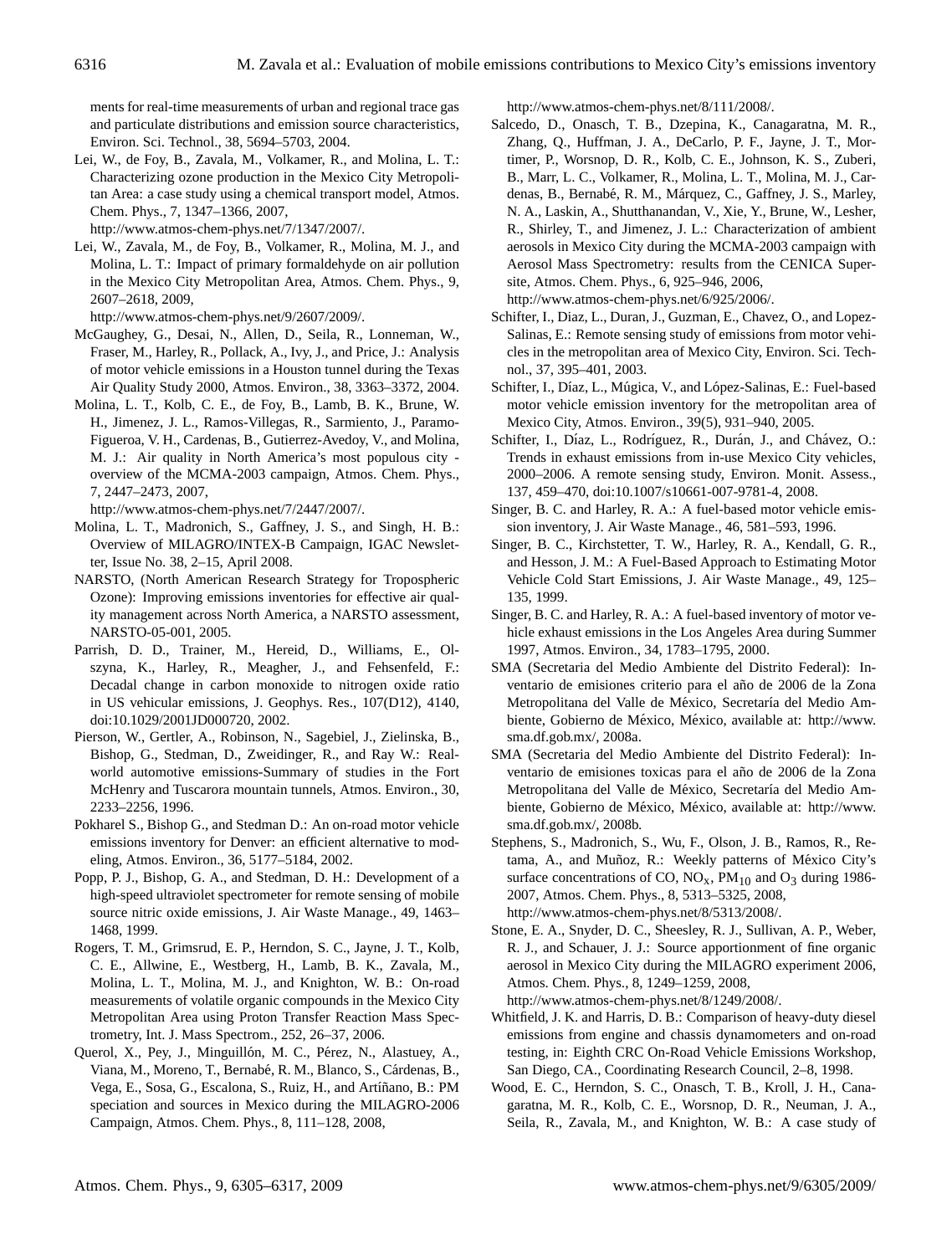ments for real-time measurements of urban and regional trace gas and particulate distributions and emission source characteristics, Environ. Sci. Technol., 38, 5694–5703, 2004.

Lei, W., de Foy, B., Zavala, M., Volkamer, R., and Molina, L. T.: Characterizing ozone production in the Mexico City Metropolitan Area: a case study using a chemical transport model, Atmos. Chem. Phys., 7, 1347–1366, 2007, http://www.atmos-chem-phys.net/7/1347/2007/.

Lei, W., Zavala, M., de Foy, B., Volkamer, R., Molina, M. J., and Molina, L. T.: Impact of primary formaldehyde on air pollution in the Mexico City Metropolitan Area, Atmos. Chem. Phys., 9, 2607–2618, 2009, http://www.atmos-chem-phys.net/9/2607/2009/.

McGaughey, G., Desai, N., Allen, D., Seila, R., Lonneman, W., Fraser, M., Harley, R., Pollack, A., Ivy, J., and Price, J.: Analysis of motor vehicle emissions in a Houston tunnel during the Texas Air Quality Study 2000, Atmos. Environ., 38, 3363–3372, 2004.

Molina, L. T., Kolb, C. E., de Foy, B., Lamb, B. K., Brune, W. H., Jimenez, J. L., Ramos-Villegas, R., Sarmiento, J., Paramo-Figueroa, V. H., Cardenas, B., Gutierrez-Avedoy, V., and Molina, M. J.: Air quality in North America's most populous city - overview of the MCMA-2003 campaign, Atmos. Chem. Phys., 7, 2447–2473, 2007, http://www.atmos-chem-phys.net/7/2447/2007/.

Molina, L. T., Madronich, S., Gaffney, J. S., and Singh, H. B.: Overview of MILAGRO/INTEX-B Campaign, IGAC Newsletter, Issue No. 38, 2–15, April 2008.

NARSTO, (North American Research Strategy for Tropospheric Ozone): Improving emissions inventories for effective air quality management across North America, a NARSTO assessment, NARSTO-05-001, 2005.

Parrish, D. D., Trainer, M., Hereid, D., Williams, E., Olszyna, K., Harley, R., Meagher, J., and Fehsenfeld, F.: Decadal change in carbon monoxide to nitrogen oxide ratio in US vehicular emissions, J. Geophys. Res., 107(D12), 4140, doi:10.1029/2001JD000720, 2002.

Pierson, W., Gertler, A., Robinson, N., Sagebiel, J., Zielinska, B., Bishop, G., Stedman, D., Zweidinger, R., and Ray W.: Real-world automotive emissions-Summary of studies in the Fort McHenry and Tuscarora mountain tunnels, Atmos. Environ., 30, 2233–2256, 1996.

Pokharel S., Bishop G., and Stedman D.: An on-road motor vehicle emissions inventory for Denver: an efficient alternative to modeling, Atmos. Environ., 36, 5177–5184, 2002.

Popp, P. J., Bishop, G. A., and Stedman, D. H.: Development of a high-speed ultraviolet spectrometer for remote sensing of mobile source nitric oxide emissions, J. Air Waste Manage., 49, 1463–1468, 1999.

Rogers, T. M., Grimsrud, E. P., Herndon, S. C., Jayne, J. T., Kolb, C. E., Allwine, E., Westberg, H., Lamb, B. K., Zavala, M., Molina, L. T., Molina, M. J., and Knighton, W. B.: On-road measurements of volatile organic compounds in the Mexico City Metropolitan Area using Proton Transfer Reaction Mass Spectrometry, Int. J. Mass Spectrom., 252, 26–37, 2006.

Querol, X., Pey, J., Minguillón, M. C., Pérez, N., Alastuey, A., Viana, M., Moreno, T., Bernabé, R. M., Blanco, S., Cárdenas, B., Vega, E., Sosa, G., Escalona, S., Ruiz, H., and Artíñano, B.: PM speciation and sources in Mexico during the MILAGRO-2006 Campaign, Atmos. Chem. Phys., 8, 111–128, 2008, http://www.atmos-chem-phys.net/8/111/2008/.

Salcedo, D., Onasch, T. B., Dzepina, K., Canagaratna, M. R., Zhang, Q., Huffman, J. A., DeCarlo, P. F., Jayne, J. T., Mortimer, P., Worsnop, D. R., Kolb, C. E., Johnson, K. S., Zuberi, B., Marr, L. C., Volkamer, R., Molina, L. T., Molina, M. J., Cardenas, B., Bernabé, R. M., Márquez, C., Gaffney, J. S., Marley, N. A., Laskin, A., Shutthanandan, V., Xie, Y., Brune, W., Lesher, R., Shirley, T., and Jimenez, J. L.: Characterization of ambient aerosols in Mexico City during the MCMA-2003 campaign with Aerosol Mass Spectrometry: results from the CENICA Supersite, Atmos. Chem. Phys., 6, 925–946, 2006, http://www.atmos-chem-phys.net/6/925/2006/.

Schifter, I., Diaz, L., Duran, J., Guzman, E., Chavez, O., and Lopez-Salinas, E.: Remote sensing study of emissions from motor vehicles in the metropolitan area of Mexico City, Environ. Sci. Technol., 37, 395–401, 2003.

Schifter, I., Díaz, L., Múgica, V., and López-Salinas, E.: Fuel-based motor vehicle emission inventory for the metropolitan area of Mexico City, Atmos. Environ., 39(5), 931–940, 2005.

Schifter, I., Díaz, L., Rodríguez, R., Durán, J., and Chávez, O.: Trends in exhaust emissions from in-use Mexico City vehicles, 2000–2006. A remote sensing study, Environ. Monit. Assess., 137, 459–470, doi:10.1007/s10661-007-9781-4, 2008.

Singer, B. C. and Harley, R. A.: A fuel-based motor vehicle emission inventory, J. Air Waste Manage., 46, 581–593, 1996.

Singer, B. C., Kirchstetter, T. W., Harley, R. A., Kendall, G. R., and Hesson, J. M.: A Fuel-Based Approach to Estimating Motor Vehicle Cold Start Emissions, J. Air Waste Manage., 49, 125–135, 1999.

Singer, B. C. and Harley, R. A.: A fuel-based inventory of motor vehicle exhaust emissions in the Los Angeles Area during Summer 1997, Atmos. Environ., 34, 1783–1795, 2000.

SMA (Secretaria del Medio Ambiente del Distrito Federal): Inventario de emisiones criterio para el año de 2006 de la Zona Metropolitana del Valle de México, Secretaría del Medio Ambiente, Gobierno de México, México, available at: http://www.sma.df.gob.mx/, 2008a.

SMA (Secretaria del Medio Ambiente del Distrito Federal): Inventario de emisiones toxicas para el año de 2006 de la Zona Metropolitana del Valle de México, Secretaría del Medio Ambiente, Gobierno de México, México, available at: http://www.sma.df.gob.mx/, 2008b.

Stephens, S., Madronich, S., Wu, F., Olson, J. B., Ramos, R., Retama, A., and Muñoz, R.: Weekly patterns of México City's surface concentrations of CO, $NO_x$, $PM_{10}$ and $O_3$ during 1986-2007, Atmos. Chem. Phys., 8, 5313–5325, 2008, http://www.atmos-chem-phys.net/8/5313/2008/.

Stone, E. A., Snyder, D. C., Sheesley, R. J., Sullivan, A. P., Weber, R. J., and Schauer, J. J.: Source apportionment of fine organic aerosol in Mexico City during the MILAGRO experiment 2006, Atmos. Chem. Phys., 8, 1249–1259, 2008, http://www.atmos-chem-phys.net/8/1249/2008/.

Whitfield, J. K. and Harris, D. B.: Comparison of heavy-duty diesel emissions from engine and chassis dynamometers and on-road testing, in: Eighth CRC On-Road Vehicle Emissions Workshop, San Diego, CA., Coordinating Research Council, 2–8, 1998.

Wood, E. C., Herndon, S. C., Onasch, T. B., Kroll, J. H., Canagaratna, M. R., Kolb, C. E., Worsnop, D. R., Neuman, J. A., Seila, R., Zavala, M., and Knighton, W. B.: A case study of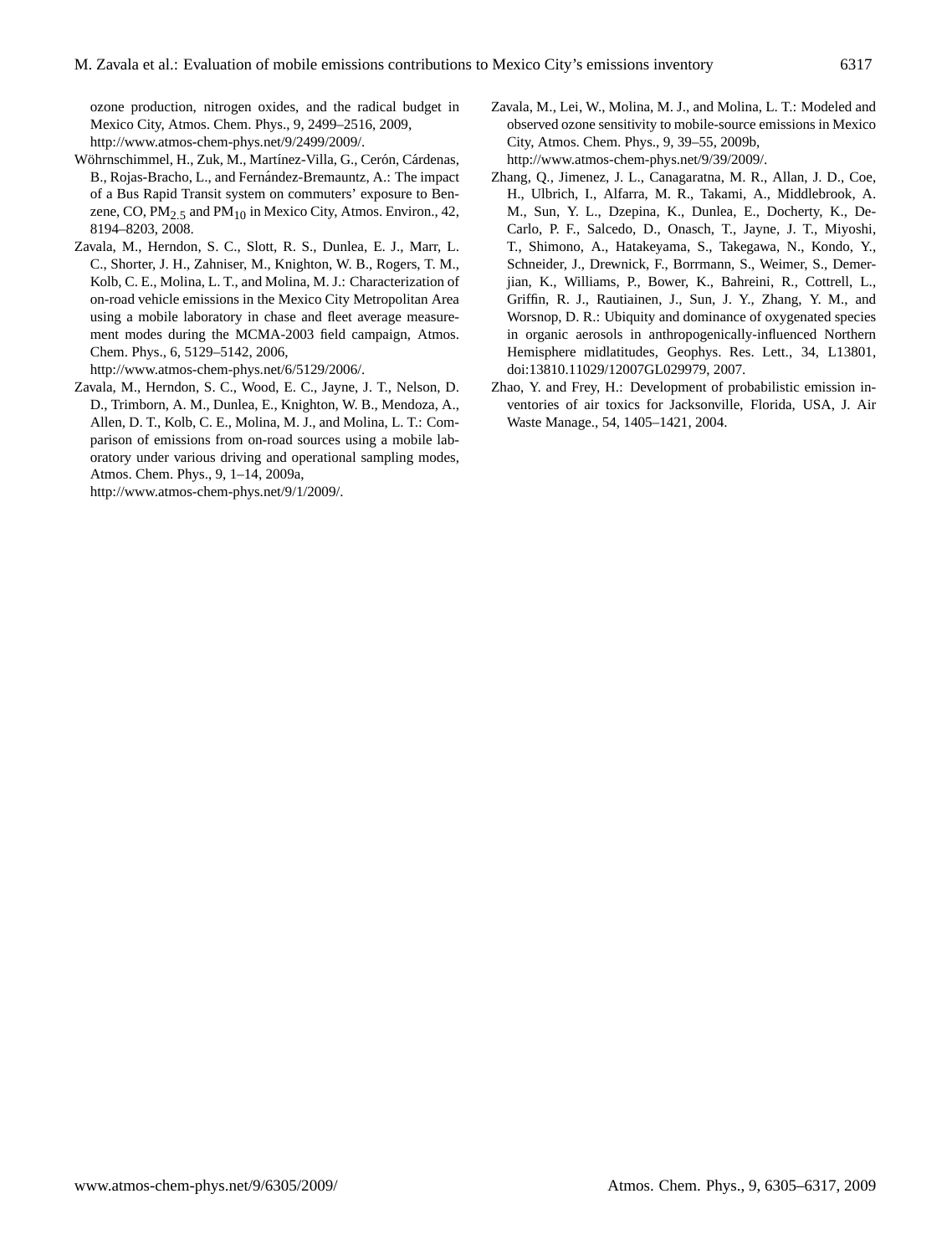ozone production, nitrogen oxides, and the radical budget in Mexico City, Atmos. Chem. Phys., 9, 2499–2516, 2009, http://www.atmos-chem-phys.net/9/2499/2009/.

Wöhrnschimmel, H., Zuk, M., Martínez-Villa, G., Cerón, Cárdenas, B., Rojas-Bracho, L., and Fernández-Bremauntz, A.: The impact of a Bus Rapid Transit system on commuters' exposure to Benzene, CO, $PM_{2.5}$ and $PM_{10}$ in Mexico City, Atmos. Environ., 42, 8194–8203, 2008.

Zavala, M., Herndon, S. C., Slott, R. S., Dunlea, E. J., Marr, L. C., Shorter, J. H., Zahniser, M., Knighton, W. B., Rogers, T. M., Kolb, C. E., Molina, L. T., and Molina, M. J.: Characterization of on-road vehicle emissions in the Mexico City Metropolitan Area using a mobile laboratory in chase and fleet average measurement modes during the MCMA-2003 field campaign, Atmos. Chem. Phys., 6, 5129–5142, 2006, http://www.atmos-chem-phys.net/6/5129/2006/.

Zavala, M., Herndon, S. C., Wood, E. C., Jayne, J. T., Nelson, D. D., Trimborn, A. M., Dunlea, E., Knighton, W. B., Mendoza, A., Allen, D. T., Kolb, C. E., Molina, M. J., and Molina, L. T.: Comparison of emissions from on-road sources using a mobile laboratory under various driving and operational sampling modes, Atmos. Chem. Phys., 9, 1–14, 2009a, http://www.atmos-chem-phys.net/9/1/2009/.

Zavala, M., Lei, W., Molina, M. J., and Molina, L. T.: Modeled and observed ozone sensitivity to mobile-source emissions in Mexico City, Atmos. Chem. Phys., 9, 39–55, 2009b, http://www.atmos-chem-phys.net/9/39/2009/.

Zhang, Q., Jimenez, J. L., Canagaratna, M. R., Allan, J. D., Coe, H., Ulbrich, I., Alfarra, M. R., Takami, A., Middlebrook, A. M., Sun, Y. L., Dzepina, K., Dunlea, E., Docherty, K., DeCarlo, P. F., Salcedo, D., Onasch, T., Jayne, J. T., Miyoshi, T., Shimono, A., Hatakeyama, S., Takegawa, N., Kondo, Y., Schneider, J., Drewnick, F., Borrmann, S., Weimer, S., Demerjian, K., Williams, P., Bower, K., Bahreini, R., Cottrell, L., Griffin, R. J., Rautiainen, J., Sun, J. Y., Zhang, Y. M., and Worsnop, D. R.: Ubiquity and dominance of oxygenated species in organic aerosols in anthropogenically-influenced Northern Hemisphere midlatitudes, Geophys. Res. Lett., 34, L13801, doi:13810.11029/12007GL029979, 2007.

Zhao, Y. and Frey, H.: Development of probabilistic emission inventories of air toxics for Jacksonville, Florida, USA, J. Air Waste Manage., 54, 1405–1421, 2004.